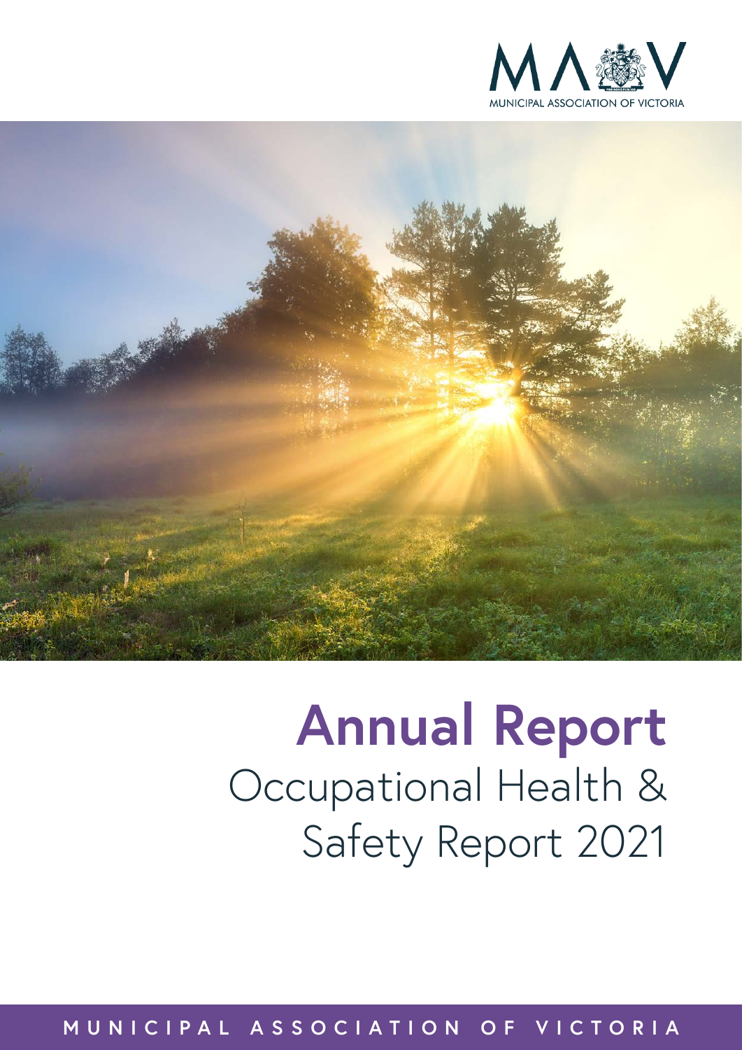MUNICIPAL ASSOCIATION OF VICTORIA

# Annual Report

## Occupational Health & Safety Report 2021

MUNICIPAL ASSOCIATION OF VICTORIA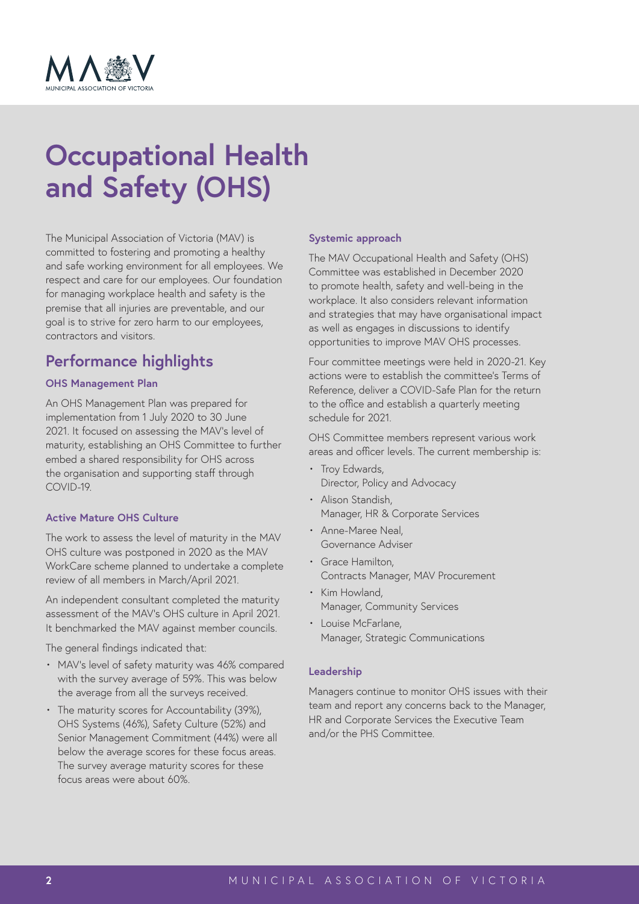# Occupational Health and Safety (OHS)

The Municipal Association of Victoria (MAV) is committed to fostering and promoting a healthy and safe working environment for all employees. We respect and care for our employees. Our foundation for managing workplace health and safety is the premise that all injuries are preventable, and our goal is to strive for zero harm to our employees, contractors and visitors.

## Performance highlights

### OHS Management Plan

An OHS Management Plan was prepared for implementation from 1 July 2020 to 30 June 2021. It focused on assessing the MAV's level of maturity, establishing an OHS Committee to further embed a shared responsibility for OHS across the organisation and supporting staff through COVID-19.

### Active Mature OHS Culture

The work to assess the level of maturity in the MAV OHS culture was postponed in 2020 as the MAV WorkCare scheme planned to undertake a complete review of all members in March/April 2021.

An independent consultant completed the maturity assessment of the MAV's OHS culture in April 2021. It benchmarked the MAV against member councils.

The general findings indicated that:

- MAV's level of safety maturity was 46% compared with the survey average of 59%. This was below the average from all the surveys received.
- The maturity scores for Accountability (39%), OHS Systems (46%), Safety Culture (52%) and Senior Management Commitment (44%) were all below the average scores for these focus areas. The survey average maturity scores for these focus areas were about 60%.

### Systemic approach

The MAV Occupational Health and Safety (OHS) Committee was established in December 2020 to promote health, safety and well-being in the workplace. It also considers relevant information and strategies that may have organisational impact as well as engages in discussions to identify opportunities to improve MAV OHS processes.

Four committee meetings were held in 2020-21. Key actions were to establish the committee's Terms of Reference, deliver a COVID-Safe Plan for the return to the office and establish a quarterly meeting schedule for 2021.

OHS Committee members represent various work areas and officer levels. The current membership is:

- Troy Edwards,
  Director, Policy and Advocacy
- Alison Standish,
  Manager, HR & Corporate Services
- Anne-Maree Neal,
  Governance Adviser
- Grace Hamilton,
  Contracts Manager, MAV Procurement
- Kim Howland,
  Manager, Community Services
- Louise McFarlane,
  Manager, Strategic Communications

### Leadership

Managers continue to monitor OHS issues with their team and report any concerns back to the Manager, HR and Corporate Services the Executive Team and/or the PHS Committee.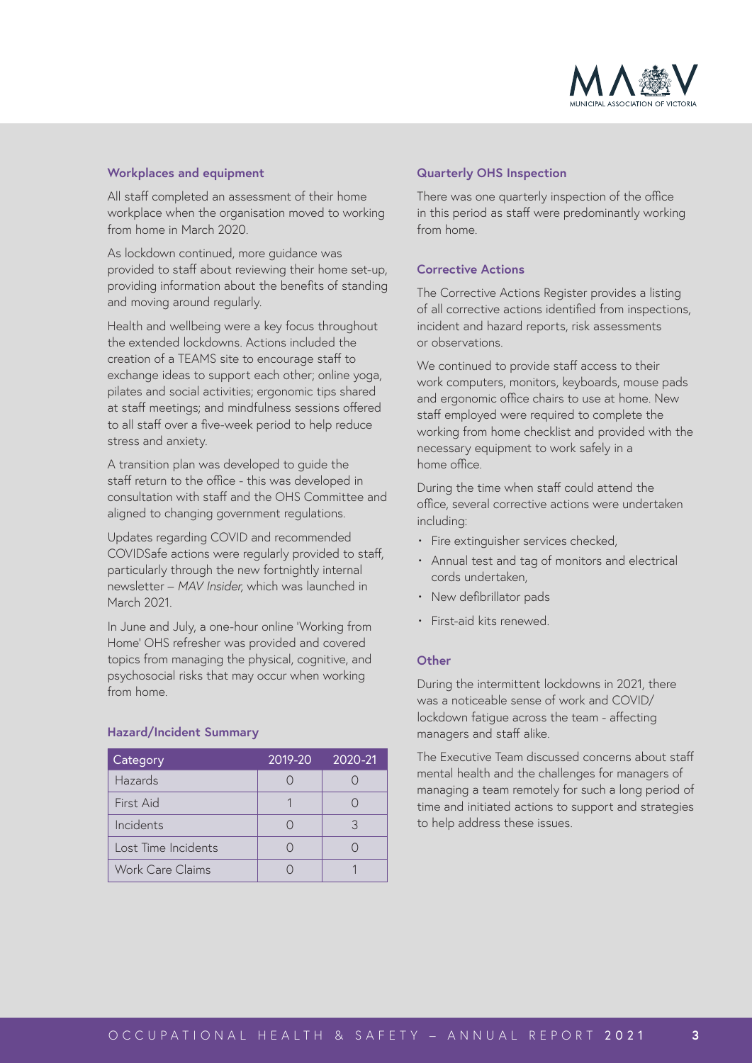### Workplaces and equipment

All staff completed an assessment of their home workplace when the organisation moved to working from home in March 2020.

As lockdown continued, more guidance was provided to staff about reviewing their home set-up, providing information about the benefits of standing and moving around regularly.

Health and wellbeing were a key focus throughout the extended lockdowns. Actions included the creation of a TEAMS site to encourage staff to exchange ideas to support each other; online yoga, pilates and social activities; ergonomic tips shared at staff meetings; and mindfulness sessions offered to all staff over a five-week period to help reduce stress and anxiety.

A transition plan was developed to guide the staff return to the office - this was developed in consultation with staff and the OHS Committee and aligned to changing government regulations.

Updates regarding COVID and recommended COVIDSafe actions were regularly provided to staff, particularly through the new fortnightly internal newsletter – *MAV Insider,* which was launched in March 2021.

In June and July, a one-hour online 'Working from Home' OHS refresher was provided and covered topics from managing the physical, cognitive, and psychosocial risks that may occur when working from home.

### Hazard/Incident Summary

| Category | 2019-20 | 2020-21 |
|---|---|---|
| Hazards | 0 | 0 |
| First Aid | 1 | 0 |
| Incidents | 0 | 3 |
| Lost Time Incidents | 0 | 0 |
| Work Care Claims | 0 | 1 |

### Quarterly OHS Inspection

There was one quarterly inspection of the office in this period as staff were predominantly working from home.

### Corrective Actions

The Corrective Actions Register provides a listing of all corrective actions identified from inspections, incident and hazard reports, risk assessments or observations.

We continued to provide staff access to their work computers, monitors, keyboards, mouse pads and ergonomic office chairs to use at home. New staff employed were required to complete the working from home checklist and provided with the necessary equipment to work safely in a home office.

During the time when staff could attend the office, several corrective actions were undertaken including:

- Fire extinguisher services checked,
- Annual test and tag of monitors and electrical cords undertaken,
- New defibrillator pads
- First-aid kits renewed.

### Other

During the intermittent lockdowns in 2021, there was a noticeable sense of work and COVID/ lockdown fatigue across the team - affecting managers and staff alike.

The Executive Team discussed concerns about staff mental health and the challenges for managers of managing a team remotely for such a long period of time and initiated actions to support and strategies to help address these issues.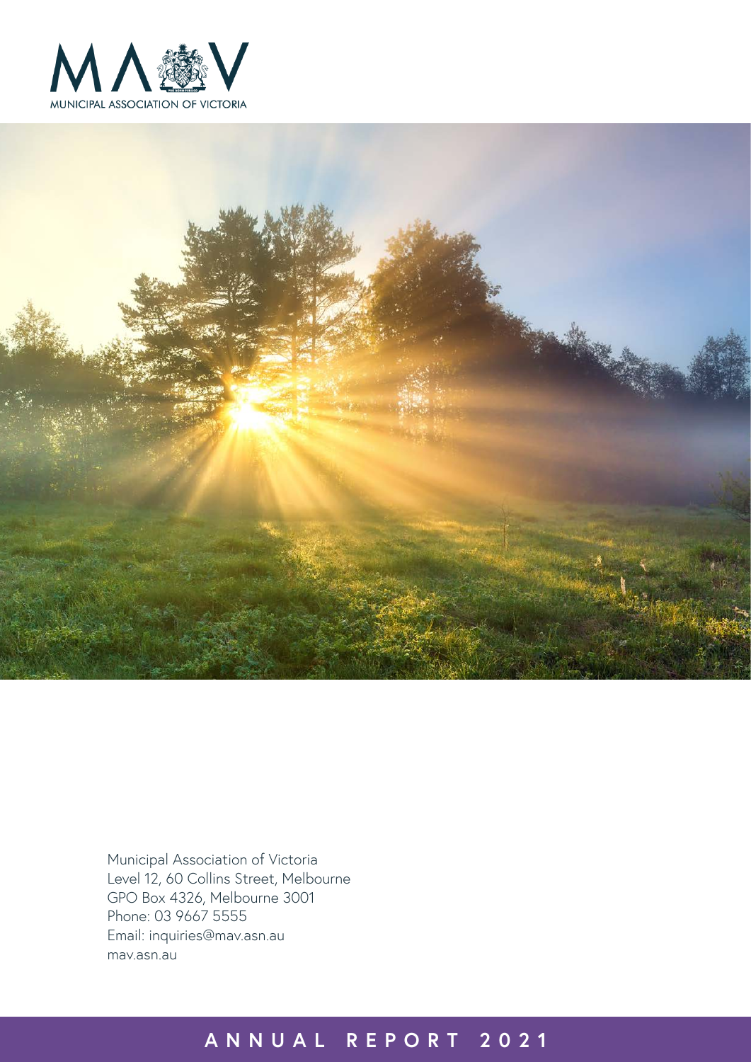MUNICIPAL ASSOCIATION OF VICTORIA

Municipal Association of Victoria
Level 12, 60 Collins Street, Melbourne
GPO Box 4326, Melbourne 3001
Phone: 03 9667 5555
Email: inquiries@mav.asn.au
mav.asn.au

ANNUAL REPORT 2021